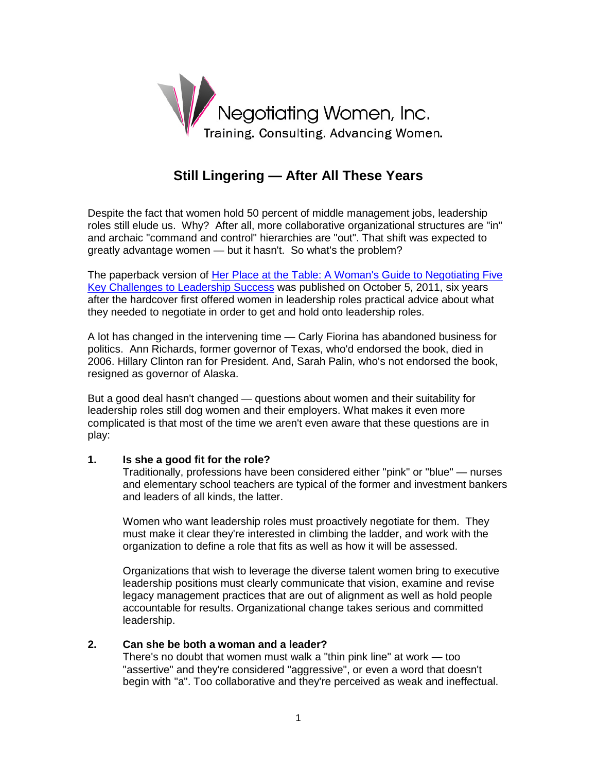Negotiating Women, Inc.

Training. Consulting. Advancing Women.

# Still Lingering — After All These Years

Despite the fact that women hold 50 percent of middle management jobs, leadership roles still elude us. Why? After all, more collaborative organizational structures are "in" and archaic "command and control" hierarchies are "out". That shift was expected to greatly advantage women — but it hasn't. So what's the problem?

The paperback version of [Her Place at the Table: A Woman's Guide to Negotiating Five Key Challenges to Leadership Success]() was published on October 5, 2011, six years after the hardcover first offered women in leadership roles practical advice about what they needed to negotiate in order to get and hold onto leadership roles.

A lot has changed in the intervening time — Carly Fiorina has abandoned business for politics. Ann Richards, former governor of Texas, who'd endorsed the book, died in 2006. Hillary Clinton ran for President. And, Sarah Palin, who's not endorsed the book, resigned as governor of Alaska.

But a good deal hasn't changed — questions about women and their suitability for leadership roles still dog women and their employers. What makes it even more complicated is that most of the time we aren't even aware that these questions are in play:

1. **Is she a good fit for the role?**
   Traditionally, professions have been considered either "pink" or "blue" — nurses and elementary school teachers are typical of the former and investment bankers and leaders of all kinds, the latter.

   Women who want leadership roles must proactively negotiate for them. They must make it clear they're interested in climbing the ladder, and work with the organization to define a role that fits as well as how it will be assessed.

   Organizations that wish to leverage the diverse talent women bring to executive leadership positions must clearly communicate that vision, examine and revise legacy management practices that are out of alignment as well as hold people accountable for results. Organizational change takes serious and committed leadership.

2. **Can she be both a woman and a leader?**
   There's no doubt that women must walk a "thin pink line" at work — too "assertive" and they're considered "aggressive", or even a word that doesn't begin with "a". Too collaborative and they're perceived as weak and ineffectual.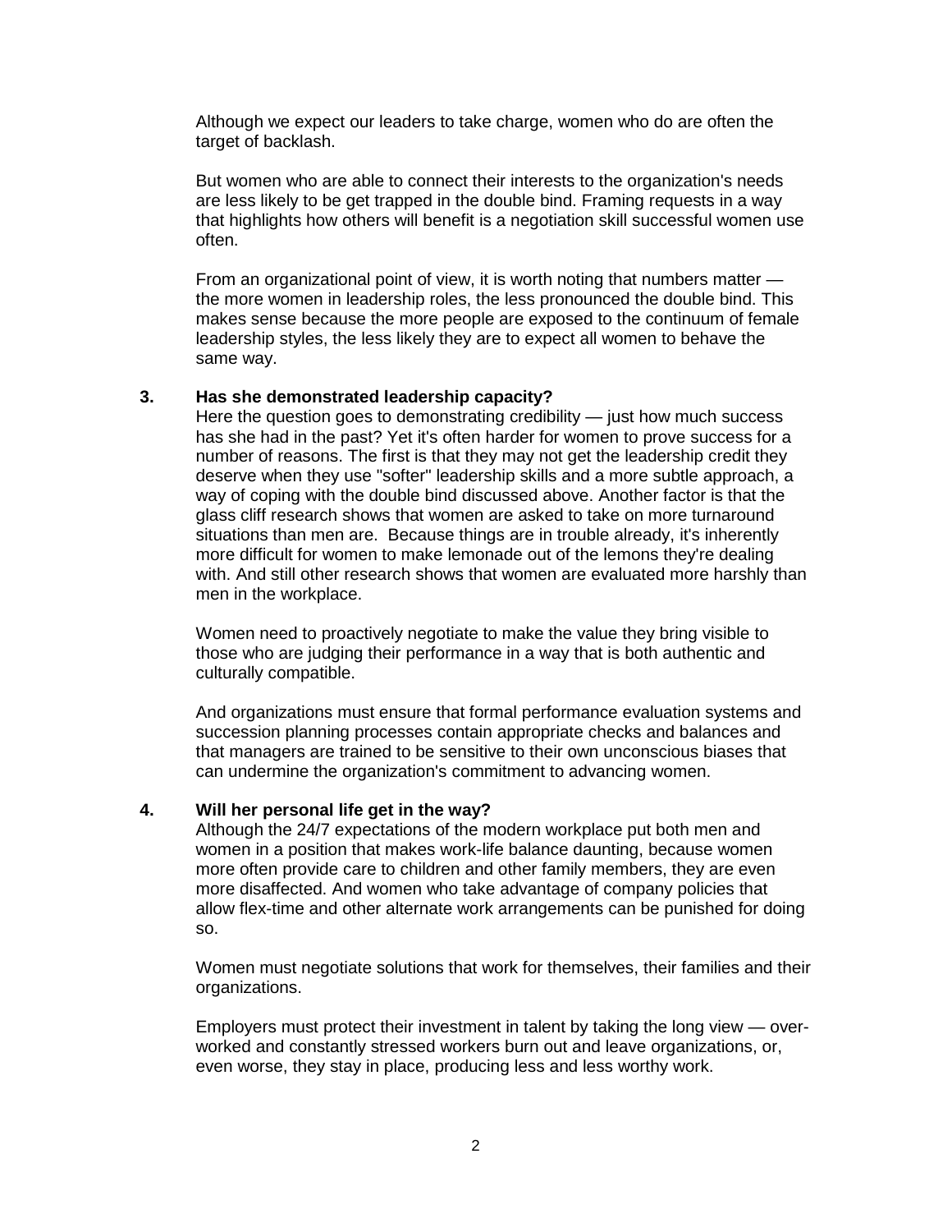Although we expect our leaders to take charge, women who do are often the target of backlash.

But women who are able to connect their interests to the organization's needs are less likely to be get trapped in the double bind. Framing requests in a way that highlights how others will benefit is a negotiation skill successful women use often.

From an organizational point of view, it is worth noting that numbers matter — the more women in leadership roles, the less pronounced the double bind. This makes sense because the more people are exposed to the continuum of female leadership styles, the less likely they are to expect all women to behave the same way.

**3. Has she demonstrated leadership capacity?**

Here the question goes to demonstrating credibility — just how much success has she had in the past? Yet it's often harder for women to prove success for a number of reasons. The first is that they may not get the leadership credit they deserve when they use "softer" leadership skills and a more subtle approach, a way of coping with the double bind discussed above. Another factor is that the glass cliff research shows that women are asked to take on more turnaround situations than men are. Because things are in trouble already, it's inherently more difficult for women to make lemonade out of the lemons they're dealing with. And still other research shows that women are evaluated more harshly than men in the workplace.

Women need to proactively negotiate to make the value they bring visible to those who are judging their performance in a way that is both authentic and culturally compatible.

And organizations must ensure that formal performance evaluation systems and succession planning processes contain appropriate checks and balances and that managers are trained to be sensitive to their own unconscious biases that can undermine the organization's commitment to advancing women.

**4. Will her personal life get in the way?**

Although the 24/7 expectations of the modern workplace put both men and women in a position that makes work-life balance daunting, because women more often provide care to children and other family members, they are even more disaffected. And women who take advantage of company policies that allow flex-time and other alternate work arrangements can be punished for doing so.

Women must negotiate solutions that work for themselves, their families and their organizations.

Employers must protect their investment in talent by taking the long view — over-worked and constantly stressed workers burn out and leave organizations, or, even worse, they stay in place, producing less and less worthy work.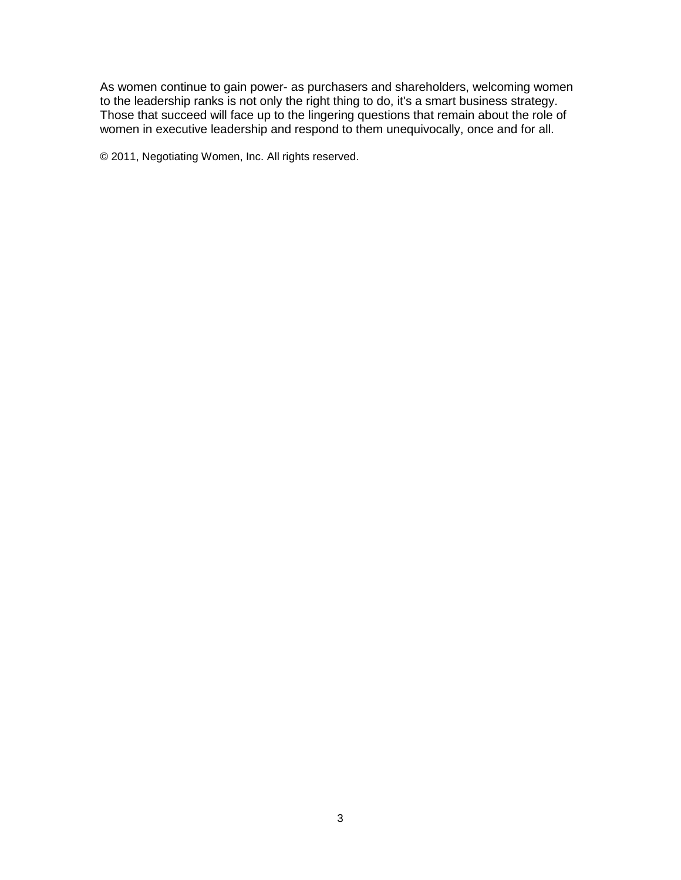As women continue to gain power- as purchasers and shareholders, welcoming women to the leadership ranks is not only the right thing to do, it's a smart business strategy. Those that succeed will face up to the lingering questions that remain about the role of women in executive leadership and respond to them unequivocally, once and for all.

© 2011, Negotiating Women, Inc. All rights reserved.